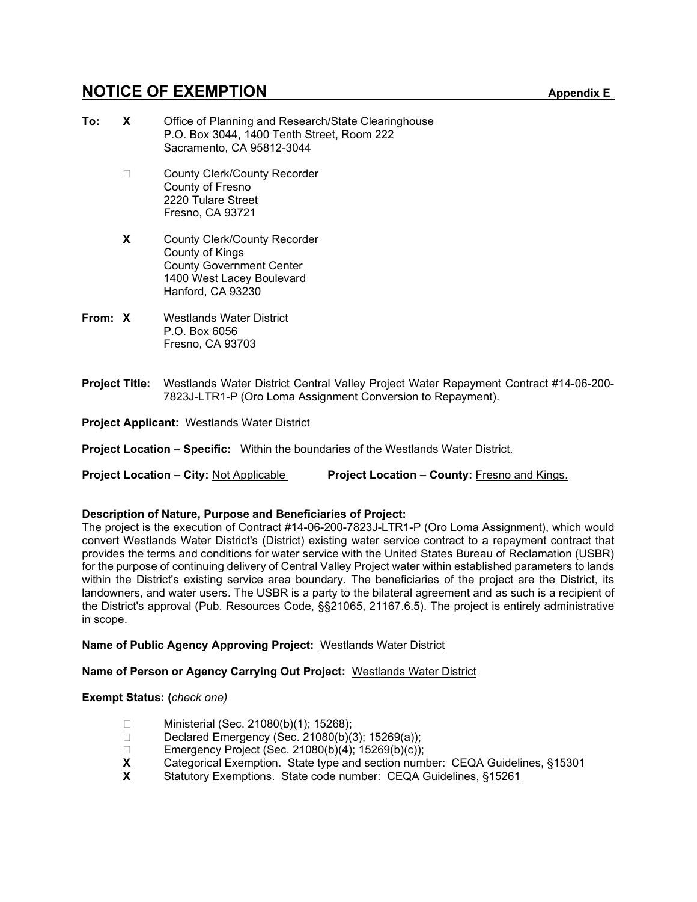# NOTICE OF EXEMPTION

**Appendix E**

**To:** **X** Office of Planning and Research/State Clearinghouse
P.O. Box 3044, 1400 Tenth Street, Room 222
Sacramento, CA 95812-3044

☐ County Clerk/County Recorder
County of Fresno
2220 Tulare Street
Fresno, CA 93721

**X** County Clerk/County Recorder
County of Kings
County Government Center
1400 West Lacey Boulevard
Hanford, CA 93230

**From:** **X** Westlands Water District
P.O. Box 6056
Fresno, CA 93703

**Project Title:** Westlands Water District Central Valley Project Water Repayment Contract #14-06-200-7823J-LTR1-P (Oro Loma Assignment Conversion to Repayment).

**Project Applicant:** Westlands Water District

**Project Location – Specific:** Within the boundaries of the Westlands Water District.

**Project Location – City:** Not Applicable **Project Location – County:** Fresno and Kings.

**Description of Nature, Purpose and Beneficiaries of Project:**

The project is the execution of Contract #14-06-200-7823J-LTR1-P (Oro Loma Assignment), which would convert Westlands Water District's (District) existing water service contract to a repayment contract that provides the terms and conditions for water service with the United States Bureau of Reclamation (USBR) for the purpose of continuing delivery of Central Valley Project water within established parameters to lands within the District's existing service area boundary. The beneficiaries of the project are the District, its landowners, and water users. The USBR is a party to the bilateral agreement and as such is a recipient of the District's approval (Pub. Resources Code, §§21065, 21167.6.5). The project is entirely administrative in scope.

**Name of Public Agency Approving Project:** Westlands Water District

**Name of Person or Agency Carrying Out Project:** Westlands Water District

**Exempt Status: (***check one)*

- ☐ Ministerial (Sec. 21080(b)(1); 15268);
- ☐ Declared Emergency (Sec. 21080(b)(3); 15269(a));
- ☐ Emergency Project (Sec. 21080(b)(4); 15269(b)(c));
- **X** Categorical Exemption. State type and section number: CEQA Guidelines, §15301
- **X** Statutory Exemptions. State code number: CEQA Guidelines, §15261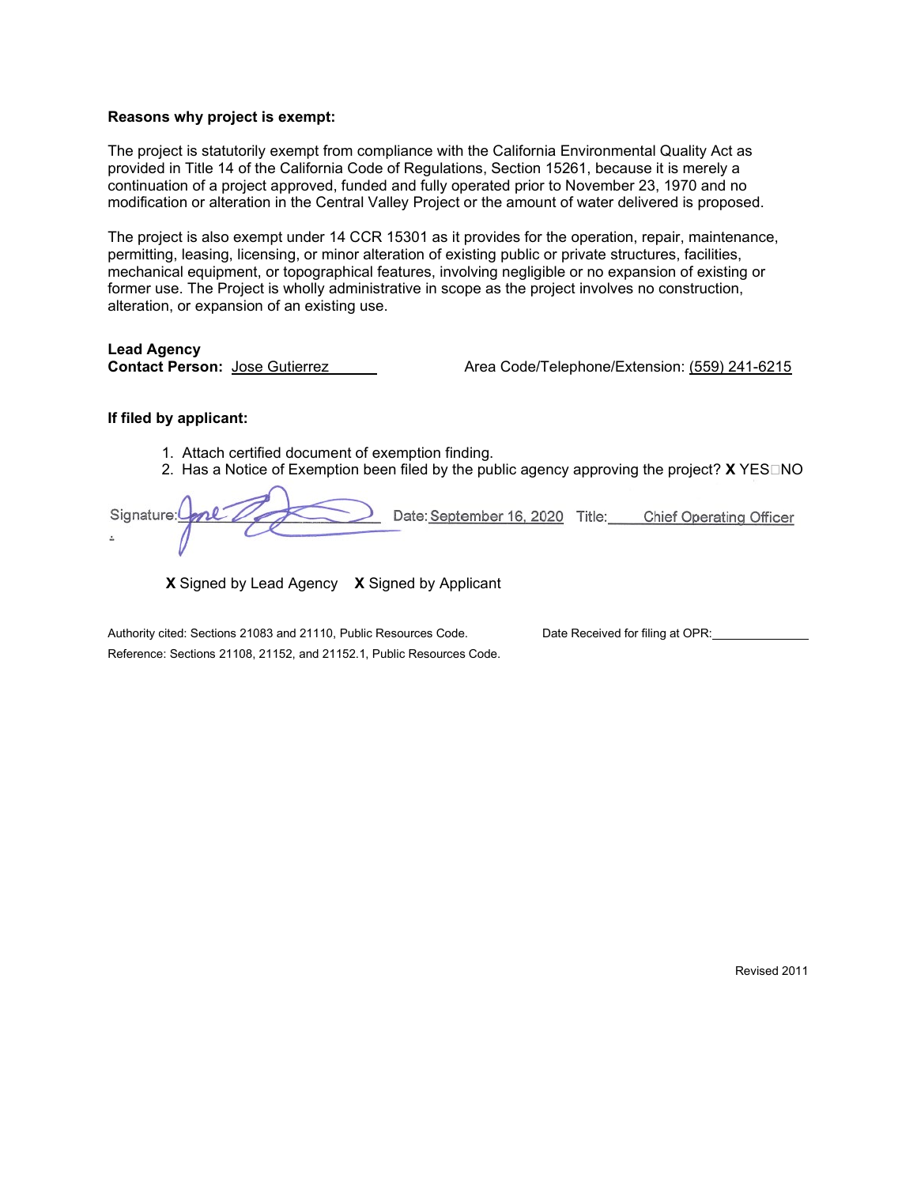**Reasons why project is exempt:**

The project is statutorily exempt from compliance with the California Environmental Quality Act as provided in Title 14 of the California Code of Regulations, Section 15261, because it is merely a continuation of a project approved, funded and fully operated prior to November 23, 1970 and no modification or alteration in the Central Valley Project or the amount of water delivered is proposed.

The project is also exempt under 14 CCR 15301 as it provides for the operation, repair, maintenance, permitting, leasing, licensing, or minor alteration of existing public or private structures, facilities, mechanical equipment, or topographical features, involving negligible or no expansion of existing or former use. The Project is wholly administrative in scope as the project involves no construction, alteration, or expansion of an existing use.

**Lead Agency**
**Contact Person:** Jose Gutierrez Area Code/Telephone/Extension: (559) 241-6215

**If filed by applicant:**

1. Attach certified document of exemption finding.
2. Has a Notice of Exemption been filed by the public agency approving the project? **X** YES ☐NO

Signature: Date: September 16, 2020 Title: Chief Operating Officer

**X** Signed by Lead Agency **X** Signed by Applicant

Authority cited: Sections 21083 and 21110, Public Resources Code. Date Received for filing at OPR: ______________

Reference: Sections 21108, 21152, and 21152.1, Public Resources Code.

Revised 2011